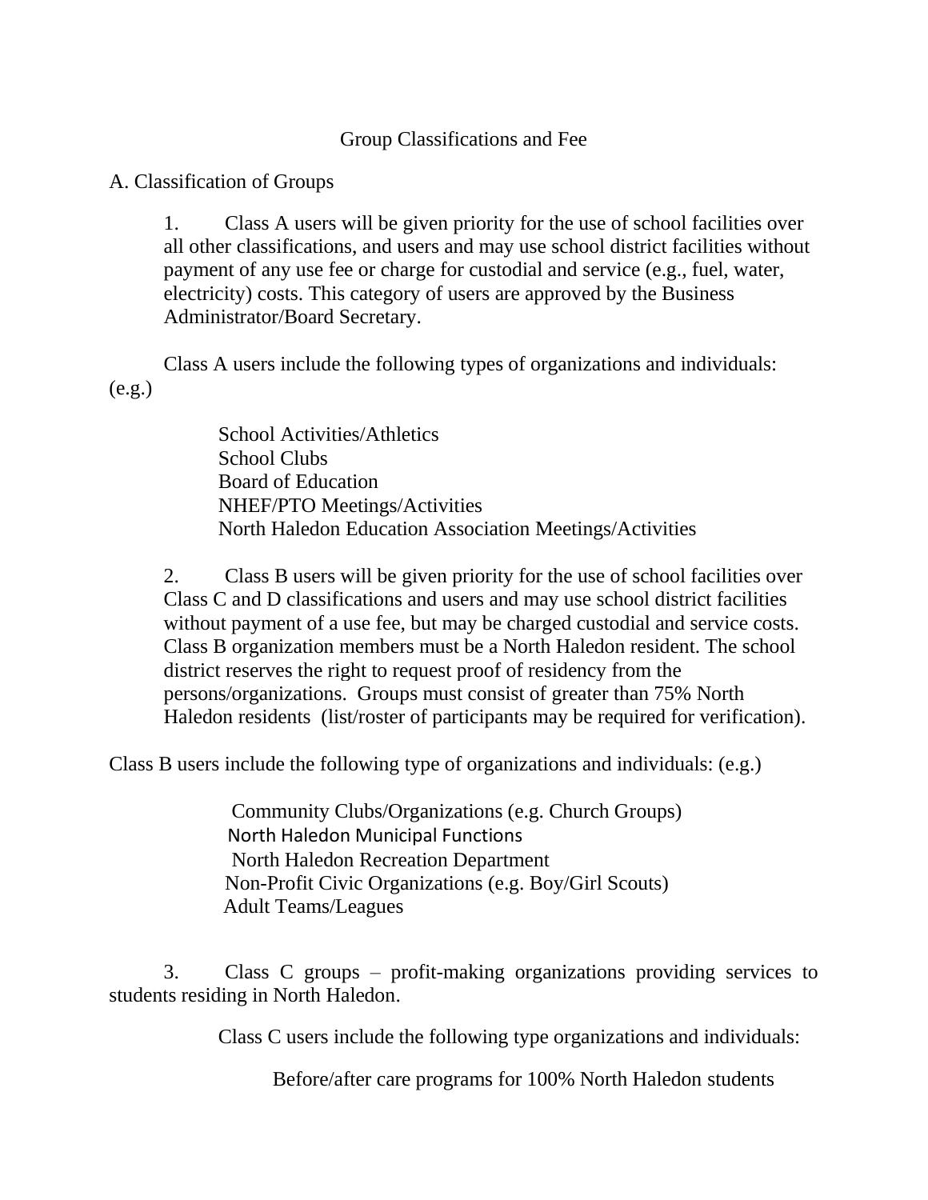# Group Classifications and Fee

## A. Classification of Groups

1. Class A users will be given priority for the use of school facilities over all other classifications, and users and may use school district facilities without payment of any use fee or charge for custodial and service (e.g., fuel, water, electricity) costs. This category of users are approved by the Business Administrator/Board Secretary.

   Class A users include the following types of organizations and individuals: (e.g.)

   - School Activities/Athletics
   - School Clubs
   - Board of Education
   - NHEF/PTO Meetings/Activities
   - North Haledon Education Association Meetings/Activities

2. Class B users will be given priority for the use of school facilities over Class C and D classifications and users and may use school district facilities without payment of a use fee, but may be charged custodial and service costs. Class B organization members must be a North Haledon resident. The school district reserves the right to request proof of residency from the persons/organizations. Groups must consist of greater than 75% North Haledon residents (list/roster of participants may be required for verification).

   Class B users include the following type of organizations and individuals: (e.g.)

   - Community Clubs/Organizations (e.g. Church Groups)
   - North Haledon Municipal Functions
   - North Haledon Recreation Department
   - Non-Profit Civic Organizations (e.g. Boy/Girl Scouts)
   - Adult Teams/Leagues

3. Class C groups – profit-making organizations providing services to students residing in North Haledon.

   Class C users include the following type organizations and individuals:

   - Before/after care programs for 100% North Haledon students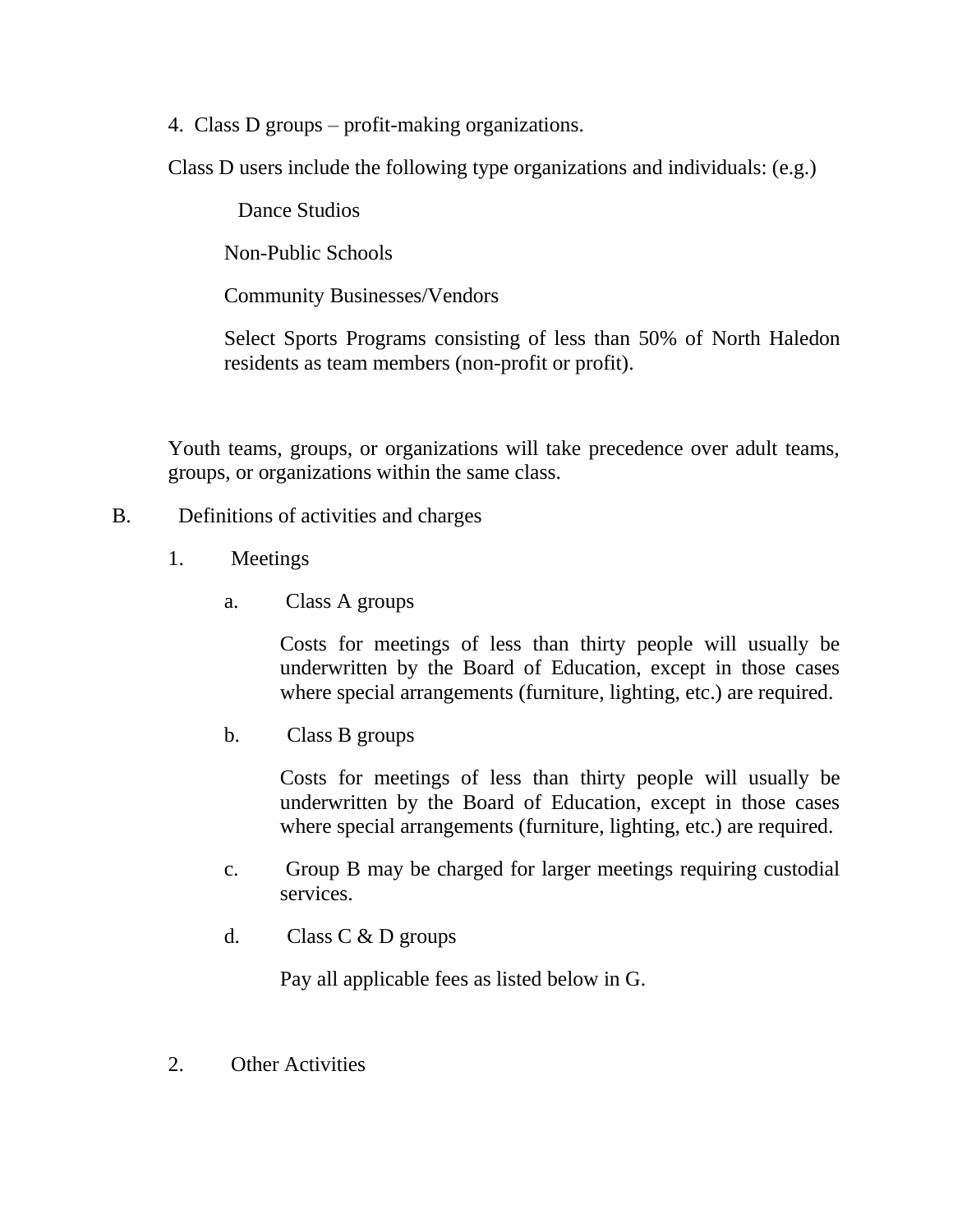4. Class D groups – profit-making organizations.

Class D users include the following type organizations and individuals: (e.g.)

Dance Studios

Non-Public Schools

Community Businesses/Vendors

Select Sports Programs consisting of less than 50% of North Haledon residents as team members (non-profit or profit).

Youth teams, groups, or organizations will take precedence over adult teams, groups, or organizations within the same class.

B. Definitions of activities and charges

1. Meetings

a. Class A groups

Costs for meetings of less than thirty people will usually be underwritten by the Board of Education, except in those cases where special arrangements (furniture, lighting, etc.) are required.

b. Class B groups

Costs for meetings of less than thirty people will usually be underwritten by the Board of Education, except in those cases where special arrangements (furniture, lighting, etc.) are required.

c. Group B may be charged for larger meetings requiring custodial services.

d. Class C & D groups

Pay all applicable fees as listed below in G.

2. Other Activities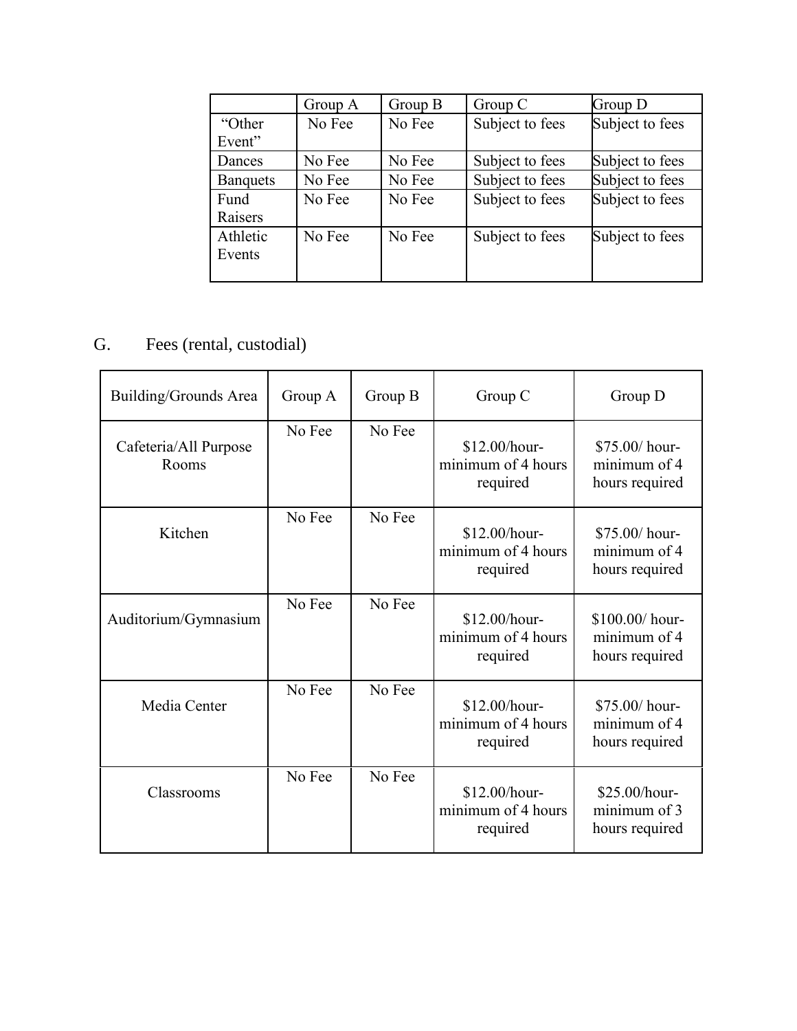| | Group A | Group B | Group C | Group D |
|---|---|---|---|---|
| "Other Event" | No Fee | No Fee | Subject to fees | Subject to fees |
| Dances | No Fee | No Fee | Subject to fees | Subject to fees |
| Banquets | No Fee | No Fee | Subject to fees | Subject to fees |
| Fund Raisers | No Fee | No Fee | Subject to fees | Subject to fees |
| Athletic Events | No Fee | No Fee | Subject to fees | Subject to fees |

## G. Fees (rental, custodial)

| Building/Grounds Area | Group A | Group B | Group C | Group D |
|---|---|---|---|---|
| Cafeteria/All Purpose Rooms | No Fee | No Fee | $12.00/hour- minimum of 4 hours required | $75.00/ hour- minimum of 4 hours required |
| Kitchen | No Fee | No Fee | $12.00/hour- minimum of 4 hours required | $75.00/ hour- minimum of 4 hours required |
| Auditorium/Gymnasium | No Fee | No Fee | $12.00/hour- minimum of 4 hours required | $100.00/ hour- minimum of 4 hours required |
| Media Center | No Fee | No Fee | $12.00/hour- minimum of 4 hours required | $75.00/ hour- minimum of 4 hours required |
| Classrooms | No Fee | No Fee | $12.00/hour- minimum of 4 hours required | $25.00/hour- minimum of 3 hours required |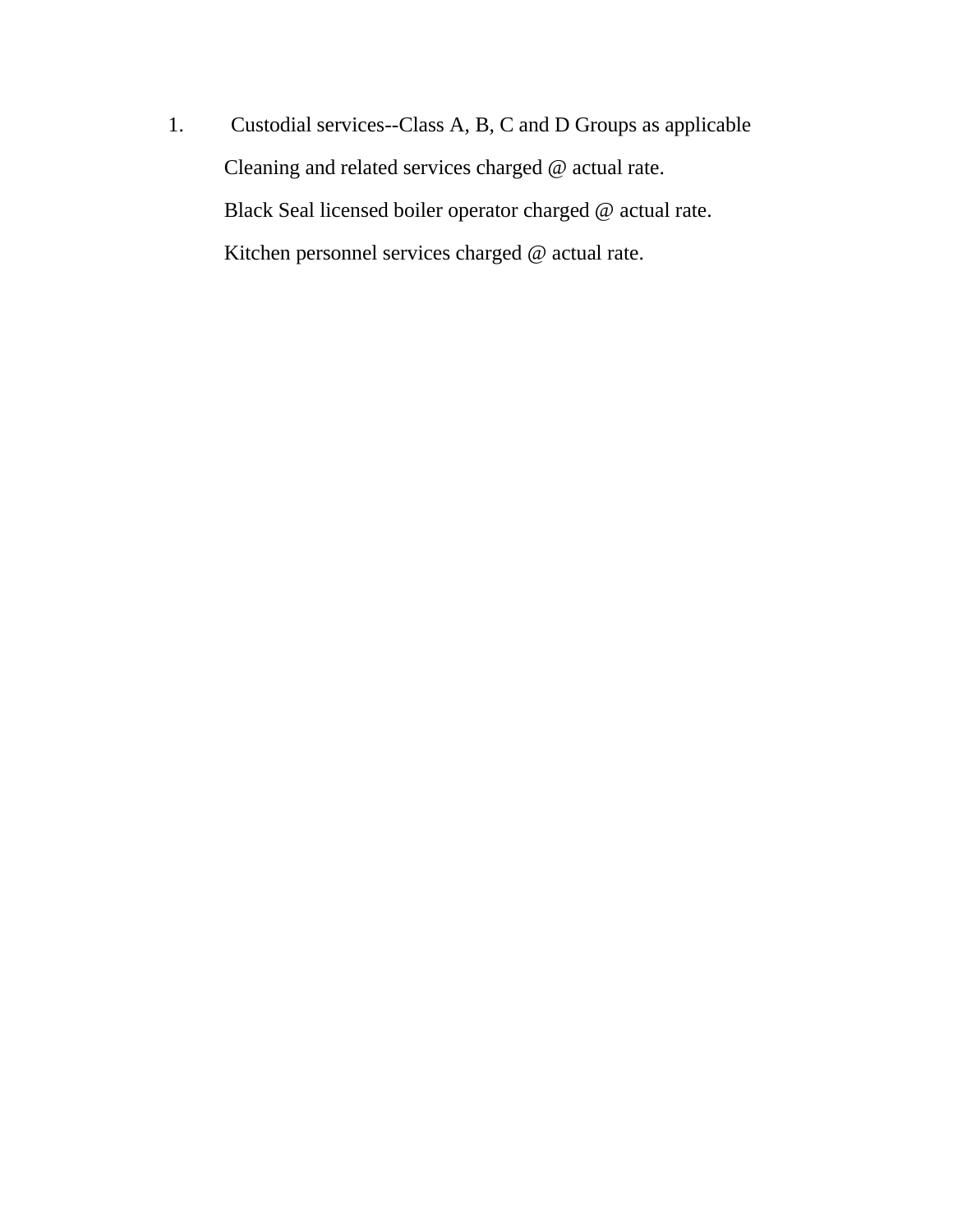1. Custodial services--Class A, B, C and D Groups as applicable

   Cleaning and related services charged @ actual rate.

   Black Seal licensed boiler operator charged @ actual rate.

   Kitchen personnel services charged @ actual rate.